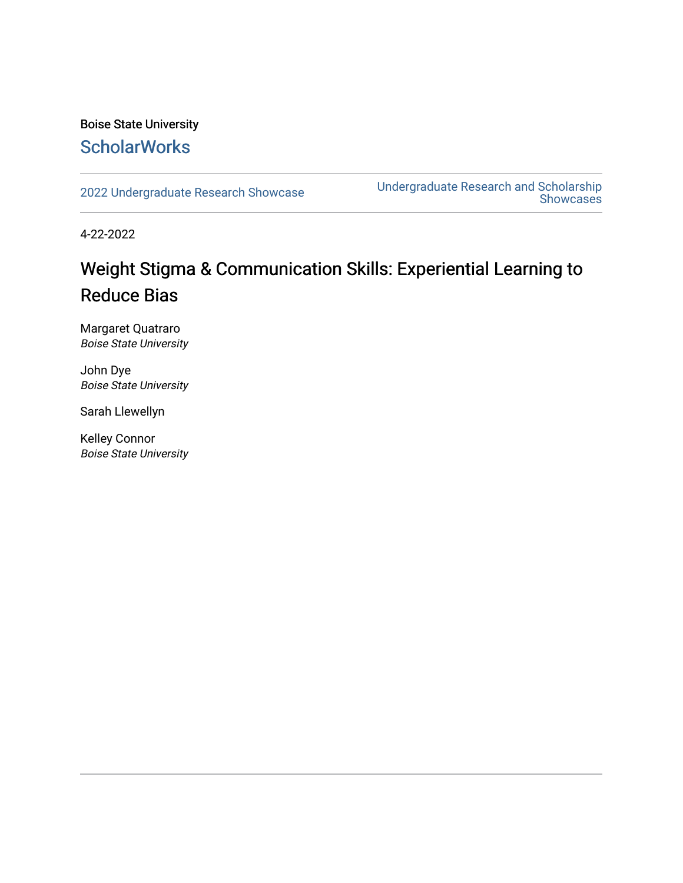Boise State University

ScholarWorks

2022 Undergraduate Research Showcase

Undergraduate Research and Scholarship Showcases

4-22-2022

# Weight Stigma & Communication Skills: Experiential Learning to Reduce Bias

Margaret Quatraro
*Boise State University*

John Dye
*Boise State University*

Sarah Llewellyn

Kelley Connor
*Boise State University*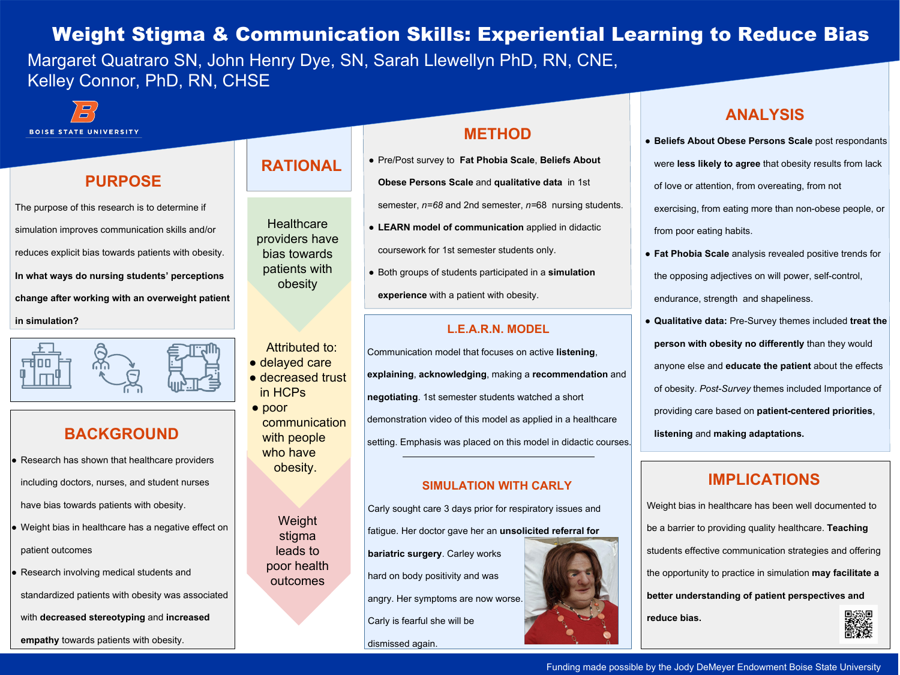# Weight Stigma & Communication Skills: Experiential Learning to Reduce Bias

Margaret Quatraro SN, John Henry Dye, SN, Sarah Llewellyn PhD, RN, CNE, Kelley Connor, PhD, RN, CHSE

BOISE STATE UNIVERSITY

## PURPOSE

The purpose of this research is to determine if simulation improves communication skills and/or reduces explicit bias towards patients with obesity. **In what ways do nursing students' perceptions change after working with an overweight patient in simulation?**

## BACKGROUND

- Research has shown that healthcare providers including doctors, nurses, and student nurses have bias towards patients with obesity.
- Weight bias in healthcare has a negative effect on patient outcomes
- Research involving medical students and standardized patients with obesity was associated with **decreased stereotyping** and **increased empathy** towards patients with obesity.

## RATIONAL

Healthcare providers have bias towards patients with obesity

Attributed to:
- delayed care
- decreased trust in HCPs
- poor communication with people who have obesity.

Weight stigma leads to poor health outcomes

## METHOD

- Pre/Post survey to **Fat Phobia Scale**, **Beliefs About Obese Persons Scale** and **qualitative data** in 1st semester, *n=68* and 2nd semester, *n=68* nursing students.
- **LEARN model of communication** applied in didactic coursework for 1st semester students only.
- Both groups of students participated in a **simulation experience** with a patient with obesity.

### L.E.A.R.N. MODEL

Communication model that focuses on active **listening**, **explaining**, **acknowledging**, making a **recommendation** and **negotiating**. 1st semester students watched a short demonstration video of this model as applied in a healthcare setting. Emphasis was placed on this model in didactic courses.

### SIMULATION WITH CARLY

Carly sought care 3 days prior for respiratory issues and fatigue. Her doctor gave her an **unsolicited referral for bariatric surgery**. Carley works hard on body positivity and was angry. Her symptoms are now worse. Carly is fearful she will be dismissed again.

## ANALYSIS

- **Beliefs About Obese Persons Scale** post respondants were **less likely to agree** that obesity results from lack of love or attention, from overeating, from not exercising, from eating more than non-obese people, or from poor eating habits.
- **Fat Phobia Scale** analysis revealed positive trends for the opposing adjectives on will power, self-control, endurance, strength and shapeliness.
- **Qualitative data:** Pre-Survey themes included **treat the person with obesity no differently** than they would anyone else and **educate the patient** about the effects of obesity. *Post-Survey* themes included Importance of providing care based on **patient-centered priorities**, **listening** and **making adaptations.**

## IMPLICATIONS

Weight bias in healthcare has been well documented to be a barrier to providing quality healthcare. **Teaching** students effective communication strategies and offering the opportunity to practice in simulation **may facilitate a better understanding of patient perspectives and reduce bias.**

Funding made possible by the Jody DeMeyer Endowment Boise State University